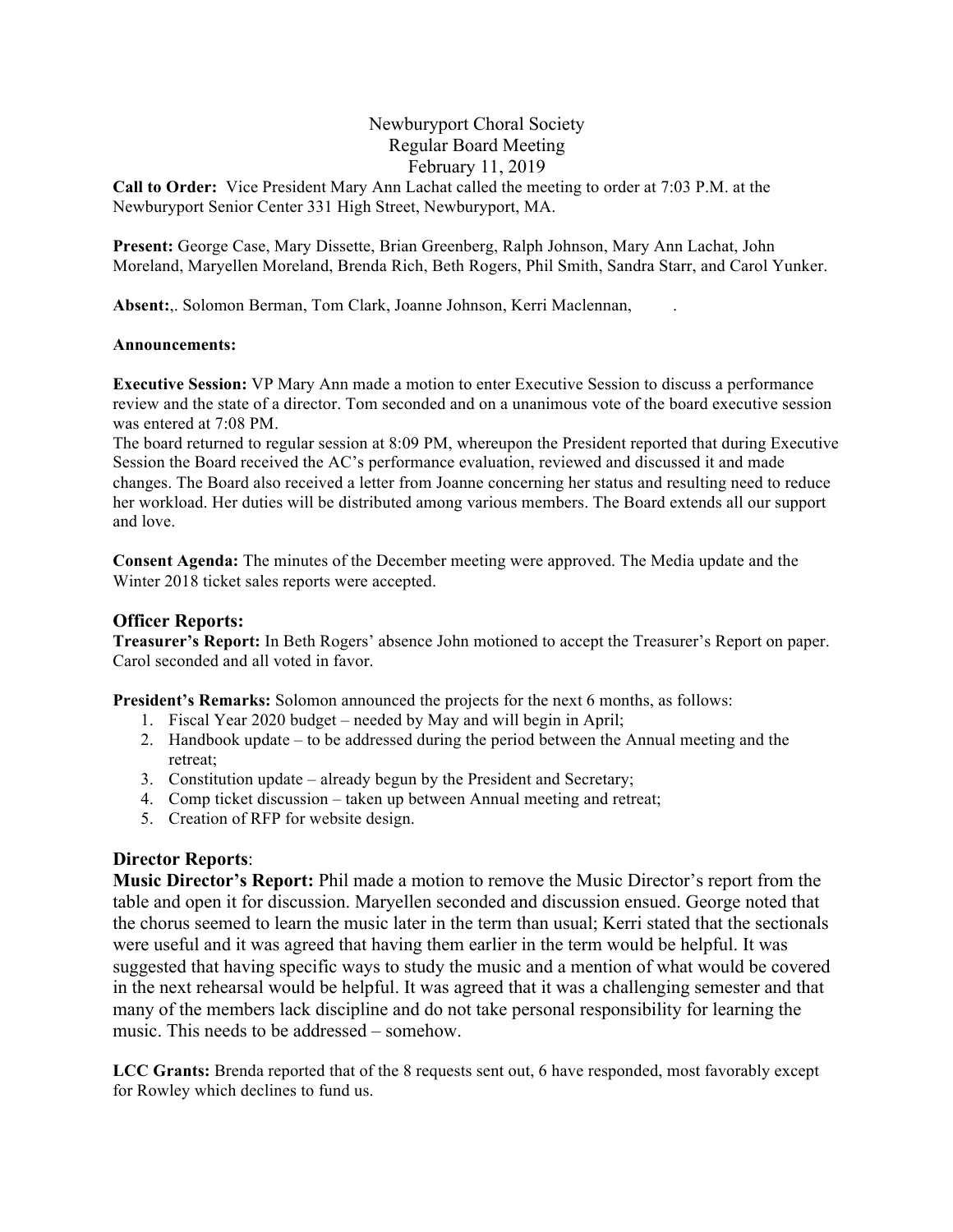# Newburyport Choral Society
## Regular Board Meeting
### February 11, 2019

**Call to Order:** Vice President Mary Ann Lachat called the meeting to order at 7:03 P.M. at the Newburyport Senior Center 331 High Street, Newburyport, MA.

**Present:** George Case, Mary Dissette, Brian Greenberg, Ralph Johnson, Mary Ann Lachat, John Moreland, Maryellen Moreland, Brenda Rich, Beth Rogers, Phil Smith, Sandra Starr, and Carol Yunker.

**Absent:**,. Solomon Berman, Tom Clark, Joanne Johnson, Kerri Maclennan, .

**Announcements:**

**Executive Session:** VP Mary Ann made a motion to enter Executive Session to discuss a performance review and the state of a director. Tom seconded and on a unanimous vote of the board executive session was entered at 7:08 PM.

The board returned to regular session at 8:09 PM, whereupon the President reported that during Executive Session the Board received the AC's performance evaluation, reviewed and discussed it and made changes. The Board also received a letter from Joanne concerning her status and resulting need to reduce her workload. Her duties will be distributed among various members. The Board extends all our support and love.

**Consent Agenda:** The minutes of the December meeting were approved. The Media update and the Winter 2018 ticket sales reports were accepted.

## Officer Reports:

**Treasurer's Report:** In Beth Rogers' absence John motioned to accept the Treasurer's Report on paper. Carol seconded and all voted in favor.

**President's Remarks:** Solomon announced the projects for the next 6 months, as follows:

1. Fiscal Year 2020 budget – needed by May and will begin in April;
2. Handbook update – to be addressed during the period between the Annual meeting and the retreat;
3. Constitution update – already begun by the President and Secretary;
4. Comp ticket discussion – taken up between Annual meeting and retreat;
5. Creation of RFP for website design.

## Director Reports:

**Music Director's Report:** Phil made a motion to remove the Music Director's report from the table and open it for discussion. Maryellen seconded and discussion ensued. George noted that the chorus seemed to learn the music later in the term than usual; Kerri stated that the sectionals were useful and it was agreed that having them earlier in the term would be helpful. It was suggested that having specific ways to study the music and a mention of what would be covered in the next rehearsal would be helpful. It was agreed that it was a challenging semester and that many of the members lack discipline and do not take personal responsibility for learning the music. This needs to be addressed – somehow.

**LCC Grants:** Brenda reported that of the 8 requests sent out, 6 have responded, most favorably except for Rowley which declines to fund us.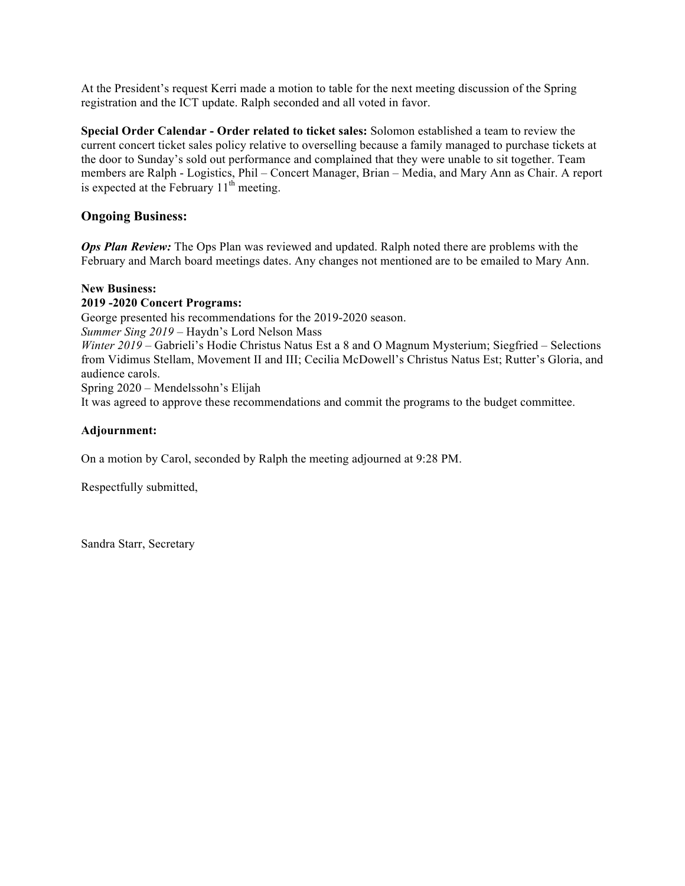At the President's request Kerri made a motion to table for the next meeting discussion of the Spring registration and the ICT update. Ralph seconded and all voted in favor.

**Special Order Calendar - Order related to ticket sales:** Solomon established a team to review the current concert ticket sales policy relative to overselling because a family managed to purchase tickets at the door to Sunday's sold out performance and complained that they were unable to sit together. Team members are Ralph - Logistics, Phil – Concert Manager, Brian – Media, and Mary Ann as Chair. A report is expected at the February 11th meeting.

## Ongoing Business:

***Ops Plan Review:*** The Ops Plan was reviewed and updated. Ralph noted there are problems with the February and March board meetings dates. Any changes not mentioned are to be emailed to Mary Ann.

**New Business:**

**2019 -2020 Concert Programs:**

George presented his recommendations for the 2019-2020 season.

*Summer Sing 2019* – Haydn's Lord Nelson Mass

*Winter 2019* – Gabrieli's Hodie Christus Natus Est a 8 and O Magnum Mysterium; Siegfried – Selections from Vidimus Stellam, Movement II and III; Cecilia McDowell's Christus Natus Est; Rutter's Gloria, and audience carols.

Spring 2020 – Mendelssohn's Elijah

It was agreed to approve these recommendations and commit the programs to the budget committee.

**Adjournment:**

On a motion by Carol, seconded by Ralph the meeting adjourned at 9:28 PM.

Respectfully submitted,

Sandra Starr, Secretary